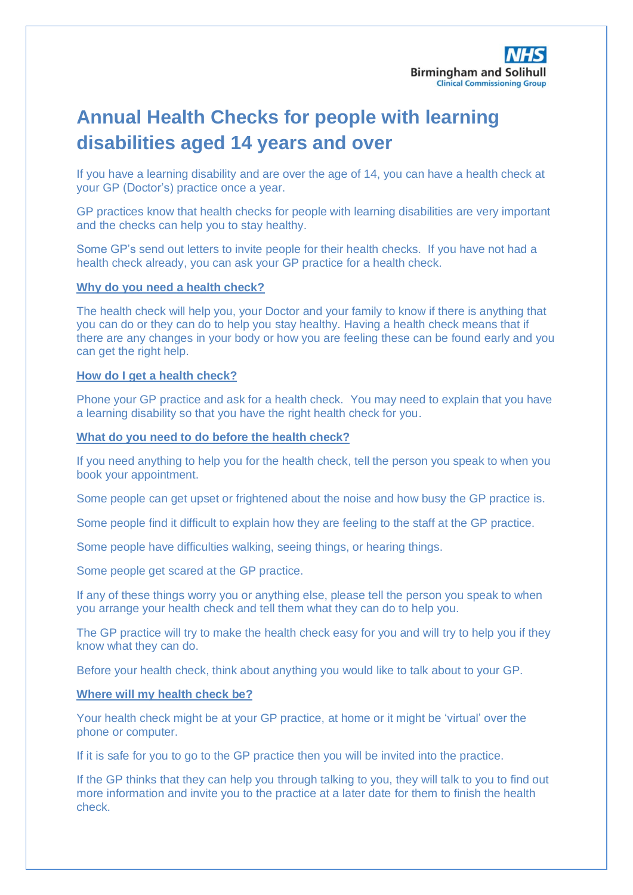NHS Birmingham and Solihull Clinical Commissioning Group

# Annual Health Checks for people with learning disabilities aged 14 years and over

If you have a learning disability and are over the age of 14, you can have a health check at your GP (Doctor's) practice once a year.

GP practices know that health checks for people with learning disabilities are very important and the checks can help you to stay healthy.

Some GP's send out letters to invite people for their health checks. If you have not had a health check already, you can ask your GP practice for a health check.

## Why do you need a health check?

The health check will help you, your Doctor and your family to know if there is anything that you can do or they can do to help you stay healthy. Having a health check means that if there are any changes in your body or how you are feeling these can be found early and you can get the right help.

## How do I get a health check?

Phone your GP practice and ask for a health check. You may need to explain that you have a learning disability so that you have the right health check for you.

## What do you need to do before the health check?

If you need anything to help you for the health check, tell the person you speak to when you book your appointment.

Some people can get upset or frightened about the noise and how busy the GP practice is.

Some people find it difficult to explain how they are feeling to the staff at the GP practice.

Some people have difficulties walking, seeing things, or hearing things.

Some people get scared at the GP practice.

If any of these things worry you or anything else, please tell the person you speak to when you arrange your health check and tell them what they can do to help you.

The GP practice will try to make the health check easy for you and will try to help you if they know what they can do.

Before your health check, think about anything you would like to talk about to your GP.

## Where will my health check be?

Your health check might be at your GP practice, at home or it might be 'virtual' over the phone or computer.

If it is safe for you to go to the GP practice then you will be invited into the practice.

If the GP thinks that they can help you through talking to you, they will talk to you to find out more information and invite you to the practice at a later date for them to finish the health check.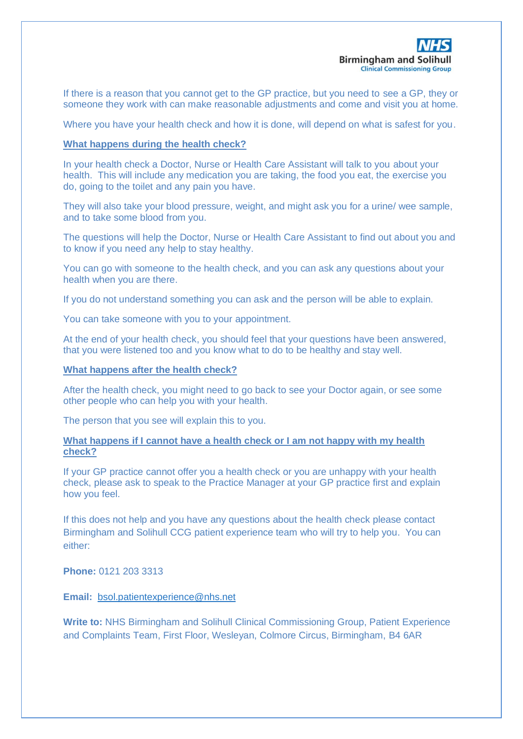If there is a reason that you cannot get to the GP practice, but you need to see a GP, they or someone they work with can make reasonable adjustments and come and visit you at home.

Where you have your health check and how it is done, will depend on what is safest for you.

## What happens during the health check?

In your health check a Doctor, Nurse or Health Care Assistant will talk to you about your health. This will include any medication you are taking, the food you eat, the exercise you do, going to the toilet and any pain you have.

They will also take your blood pressure, weight, and might ask you for a urine/ wee sample, and to take some blood from you.

The questions will help the Doctor, Nurse or Health Care Assistant to find out about you and to know if you need any help to stay healthy.

You can go with someone to the health check, and you can ask any questions about your health when you are there.

If you do not understand something you can ask and the person will be able to explain.

You can take someone with you to your appointment.

At the end of your health check, you should feel that your questions have been answered, that you were listened too and you know what to do to be healthy and stay well.

## What happens after the health check?

After the health check, you might need to go back to see your Doctor again, or see some other people who can help you with your health.

The person that you see will explain this to you.

## What happens if I cannot have a health check or I am not happy with my health check?

If your GP practice cannot offer you a health check or you are unhappy with your health check, please ask to speak to the Practice Manager at your GP practice first and explain how you feel.

If this does not help and you have any questions about the health check please contact Birmingham and Solihull CCG patient experience team who will try to help you. You can either:

**Phone:** 0121 203 3313

**Email:** bsol.patientexperience@nhs.net

**Write to:** NHS Birmingham and Solihull Clinical Commissioning Group, Patient Experience and Complaints Team, First Floor, Wesleyan, Colmore Circus, Birmingham, B4 6AR